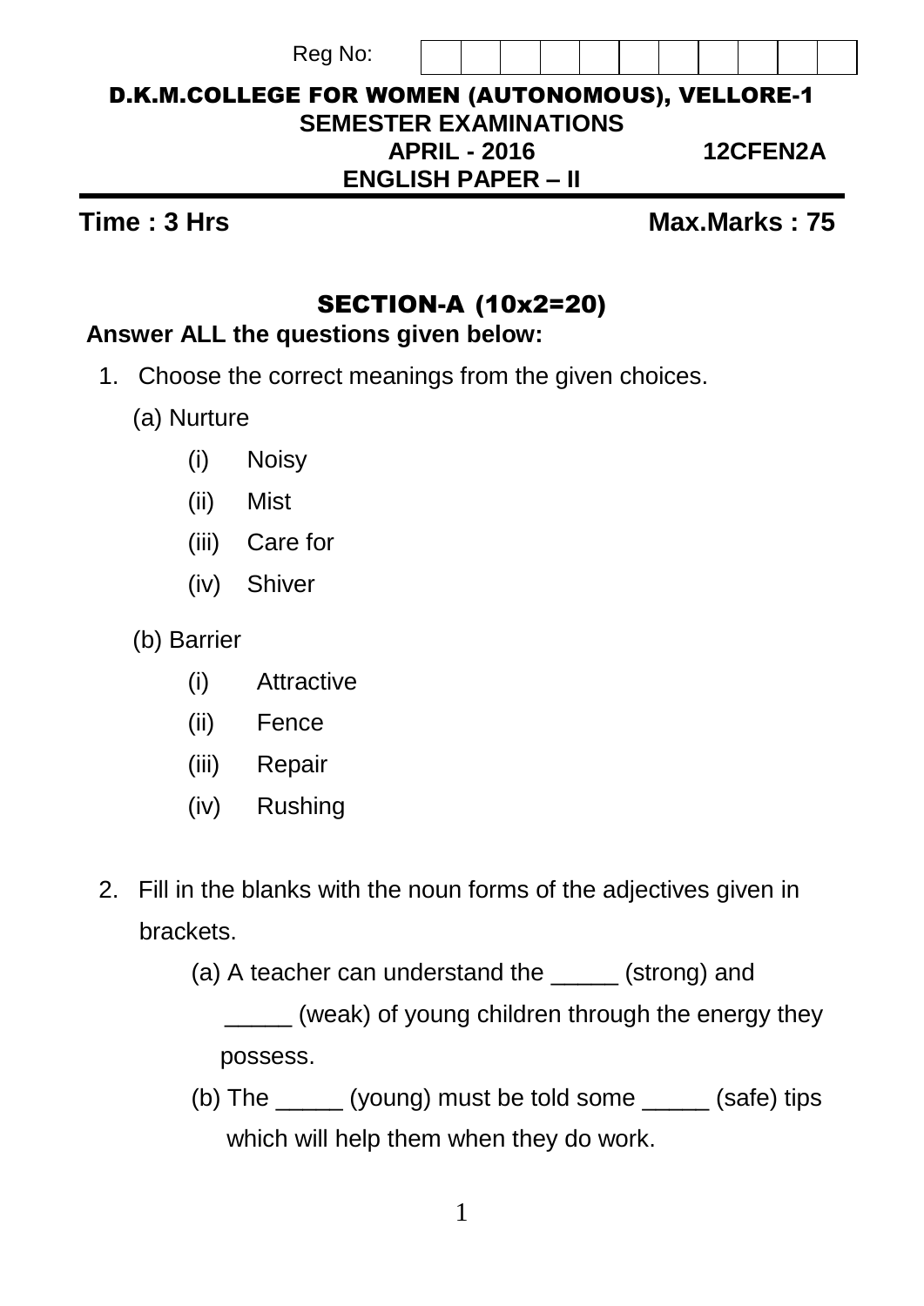Reg No:

# D.K.M.COLLEGE FOR WOMEN (AUTONOMOUS), VELLORE-1

## SEMESTER EXAMINATIONS

**APRIL - 2016** **12CFEN2A**

**ENGLISH PAPER – II**

**Time : 3 Hrs** **Max.Marks : 75**

## SECTION-A (10x2=20)

**Answer ALL the questions given below:**

1. Choose the correct meanings from the given choices.

   (a) Nurture
   - (i) Noisy
   - (ii) Mist
   - (iii) Care for
   - (iv) Shiver

   (b) Barrier
   - (i) Attractive
   - (ii) Fence
   - (iii) Repair
   - (iv) Rushing

2. Fill in the blanks with the noun forms of the adjectives given in brackets.

   (a) A teacher can understand the _____ (strong) and _____ (weak) of young children through the energy they possess.

   (b) The _____ (young) must be told some _____ (safe) tips which will help them when they do work.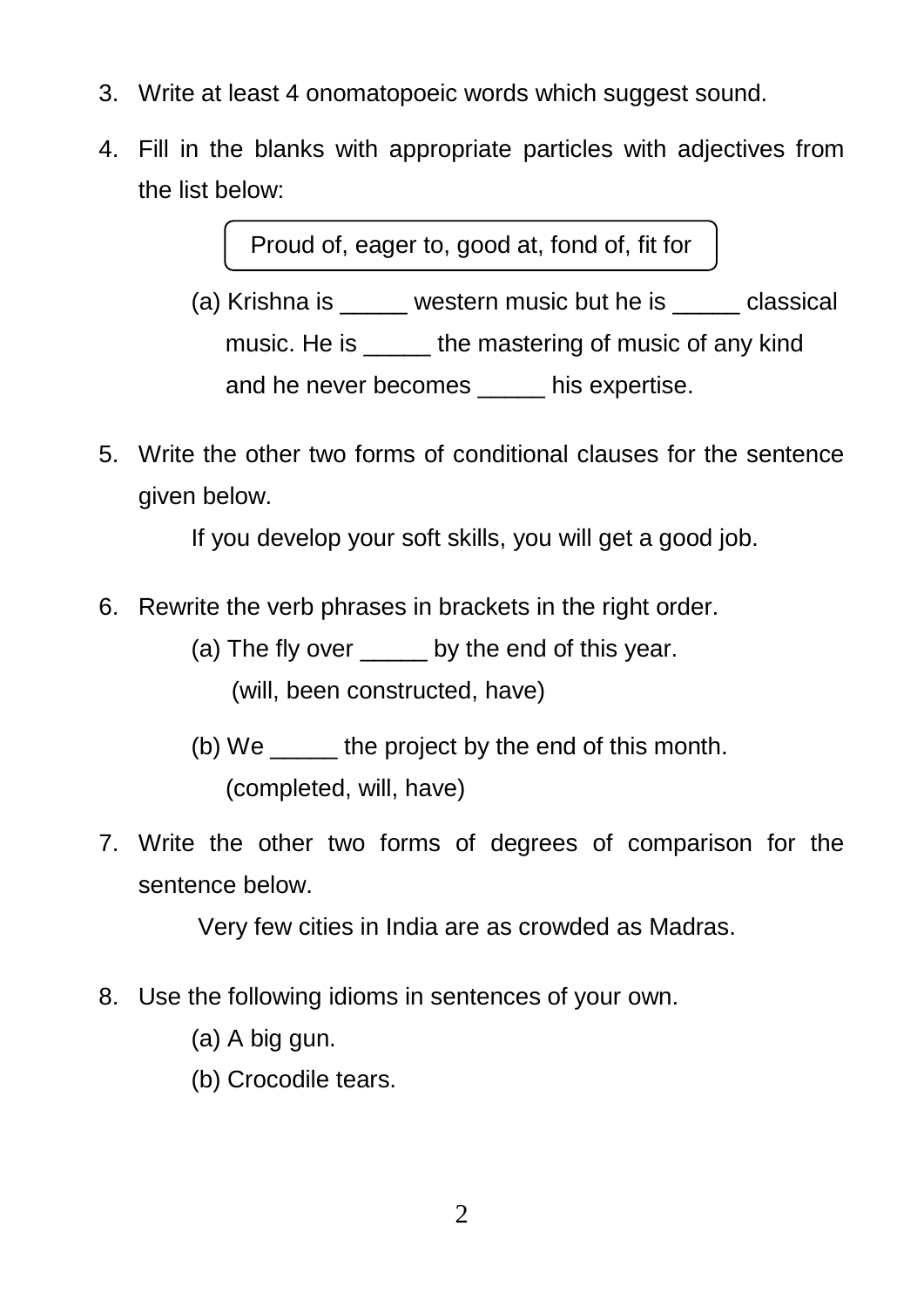3. Write at least 4 onomatopoeic words which suggest sound.

4. Fill in the blanks with appropriate particles with adjectives from the list below:

   | Proud of, eager to, good at, fond of, fit for |
   |---|

   (a) Krishna is _____ western music but he is _____ classical music. He is _____ the mastering of music of any kind and he never becomes _____ his expertise.

5. Write the other two forms of conditional clauses for the sentence given below.

   If you develop your soft skills, you will get a good job.

6. Rewrite the verb phrases in brackets in the right order.

   (a) The fly over _____ by the end of this year.
   (will, been constructed, have)

   (b) We _____ the project by the end of this month.
   (completed, will, have)

7. Write the other two forms of degrees of comparison for the sentence below.

   Very few cities in India are as crowded as Madras.

8. Use the following idioms in sentences of your own.

   (a) A big gun.

   (b) Crocodile tears.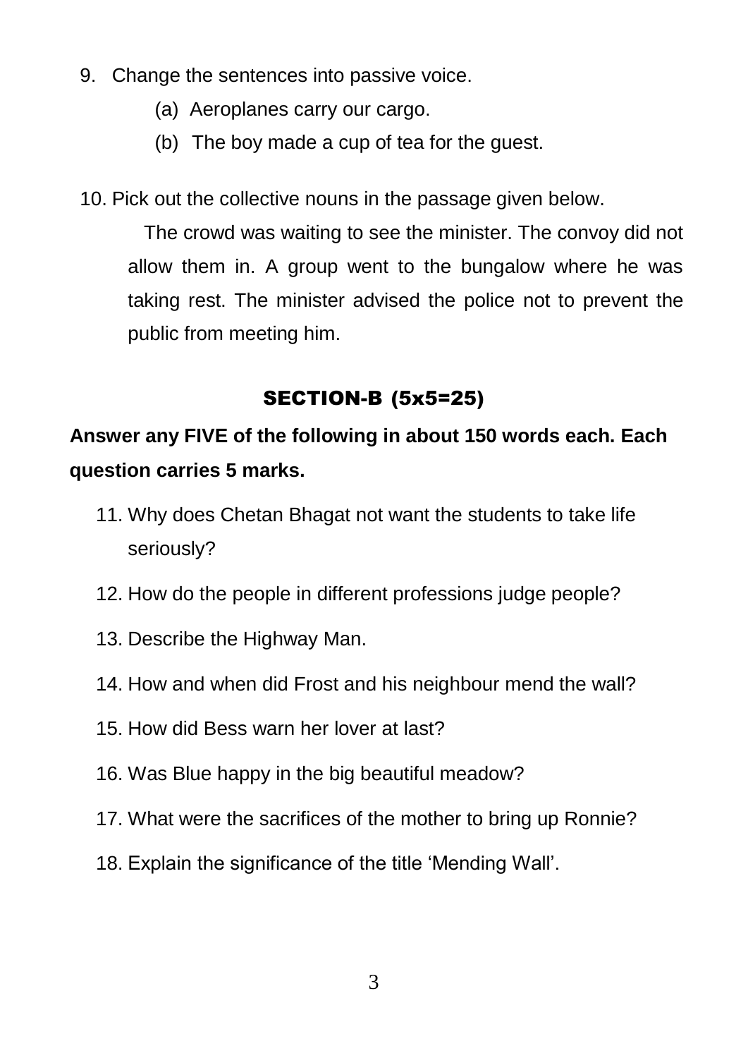9. Change the sentences into passive voice.

   (a) Aeroplanes carry our cargo.

   (b) The boy made a cup of tea for the guest.

10. Pick out the collective nouns in the passage given below.

    The crowd was waiting to see the minister. The convoy did not allow them in. A group went to the bungalow where he was taking rest. The minister advised the police not to prevent the public from meeting him.

## SECTION-B (5x5=25)

**Answer any FIVE of the following in about 150 words each. Each question carries 5 marks.**

11. Why does Chetan Bhagat not want the students to take life seriously?
12. How do the people in different professions judge people?
13. Describe the Highway Man.
14. How and when did Frost and his neighbour mend the wall?
15. How did Bess warn her lover at last?
16. Was Blue happy in the big beautiful meadow?
17. What were the sacrifices of the mother to bring up Ronnie?
18. Explain the significance of the title 'Mending Wall'.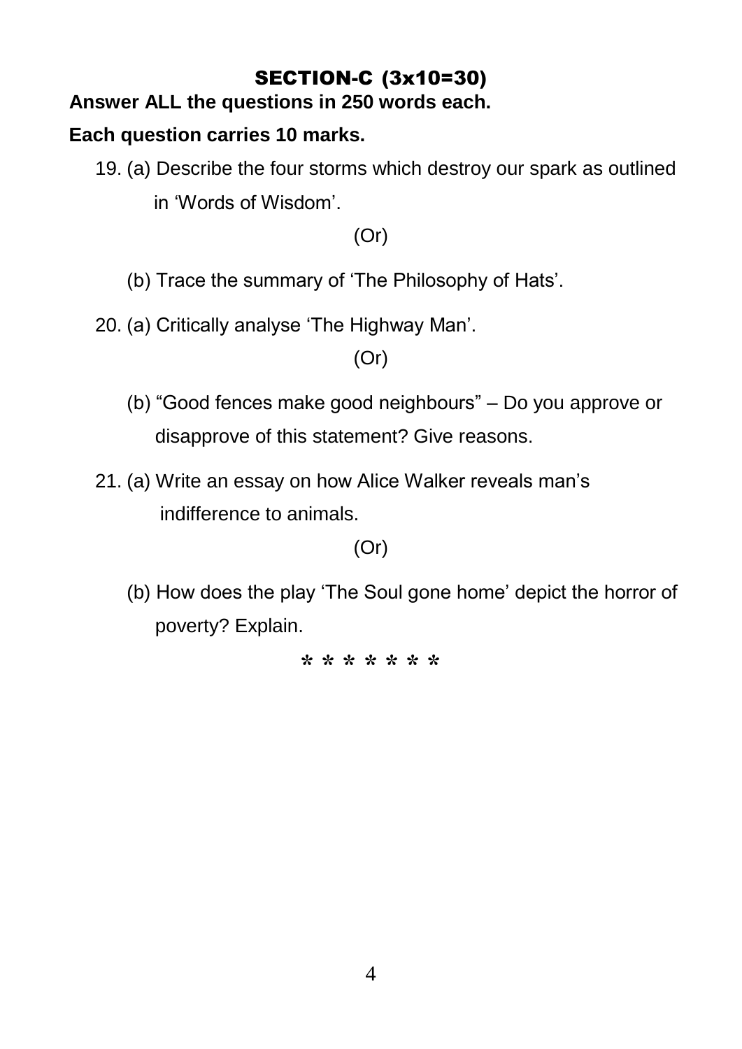## SECTION-C (3x10=30)

**Answer ALL the questions in 250 words each.**

**Each question carries 10 marks.**

19. (a) Describe the four storms which destroy our spark as outlined in 'Words of Wisdom'.

(Or)

(b) Trace the summary of 'The Philosophy of Hats'.

20. (a) Critically analyse 'The Highway Man'.

(Or)

(b) "Good fences make good neighbours" – Do you approve or disapprove of this statement? Give reasons.

21. (a) Write an essay on how Alice Walker reveals man's indifference to animals.

(Or)

(b) How does the play 'The Soul gone home' depict the horror of poverty? Explain.

* * * * * * *